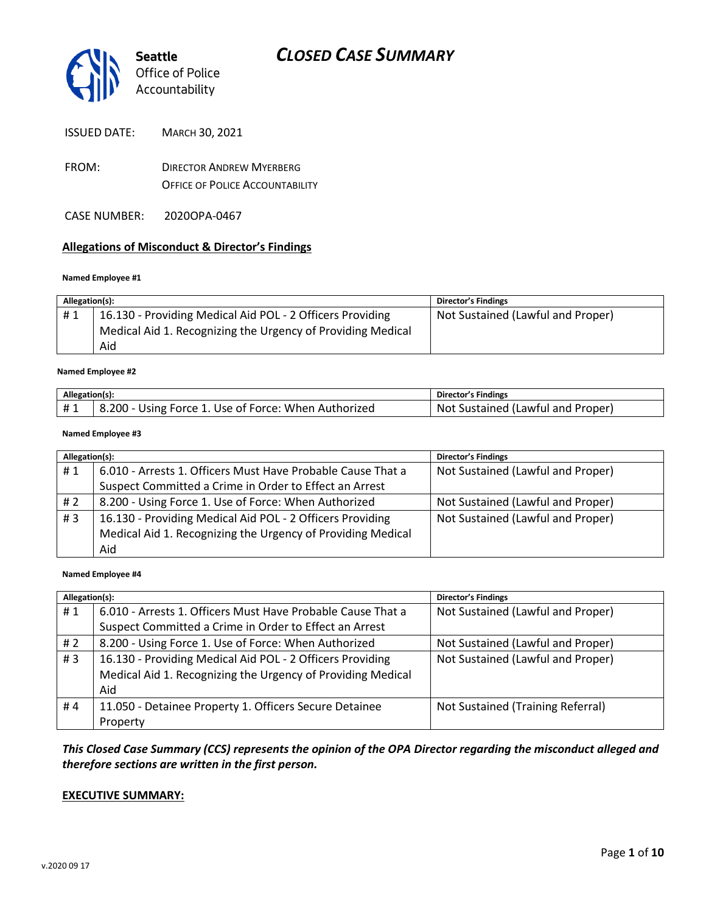# CLOSED CASE SUMMARY

**Seattle**
Office of Police
Accountability

ISSUED DATE: MARCH 30, 2021

FROM: DIRECTOR ANDREW MYERBERG
OFFICE OF POLICE ACCOUNTABILITY

CASE NUMBER: 2020OPA-0467

## Allegations of Misconduct & Director's Findings

**Named Employee #1**

| Allegation(s): | | Director's Findings |
|---|---|---|
| # 1 | 16.130 - Providing Medical Aid POL - 2 Officers Providing Medical Aid 1. Recognizing the Urgency of Providing Medical Aid | Not Sustained (Lawful and Proper) |

**Named Employee #2**

| Allegation(s): | | Director's Findings |
|---|---|---|
| # 1 | 8.200 - Using Force 1. Use of Force: When Authorized | Not Sustained (Lawful and Proper) |

**Named Employee #3**

| Allegation(s): | | Director's Findings |
|---|---|---|
| # 1 | 6.010 - Arrests 1. Officers Must Have Probable Cause That a Suspect Committed a Crime in Order to Effect an Arrest | Not Sustained (Lawful and Proper) |
| # 2 | 8.200 - Using Force 1. Use of Force: When Authorized | Not Sustained (Lawful and Proper) |
| # 3 | 16.130 - Providing Medical Aid POL - 2 Officers Providing Medical Aid 1. Recognizing the Urgency of Providing Medical Aid | Not Sustained (Lawful and Proper) |

**Named Employee #4**

| Allegation(s): | | Director's Findings |
|---|---|---|
| # 1 | 6.010 - Arrests 1. Officers Must Have Probable Cause That a Suspect Committed a Crime in Order to Effect an Arrest | Not Sustained (Lawful and Proper) |
| # 2 | 8.200 - Using Force 1. Use of Force: When Authorized | Not Sustained (Lawful and Proper) |
| # 3 | 16.130 - Providing Medical Aid POL - 2 Officers Providing Medical Aid 1. Recognizing the Urgency of Providing Medical Aid | Not Sustained (Lawful and Proper) |
| # 4 | 11.050 - Detainee Property 1. Officers Secure Detainee Property | Not Sustained (Training Referral) |

***This Closed Case Summary (CCS) represents the opinion of the OPA Director regarding the misconduct alleged and therefore sections are written in the first person.***

**EXECUTIVE SUMMARY:**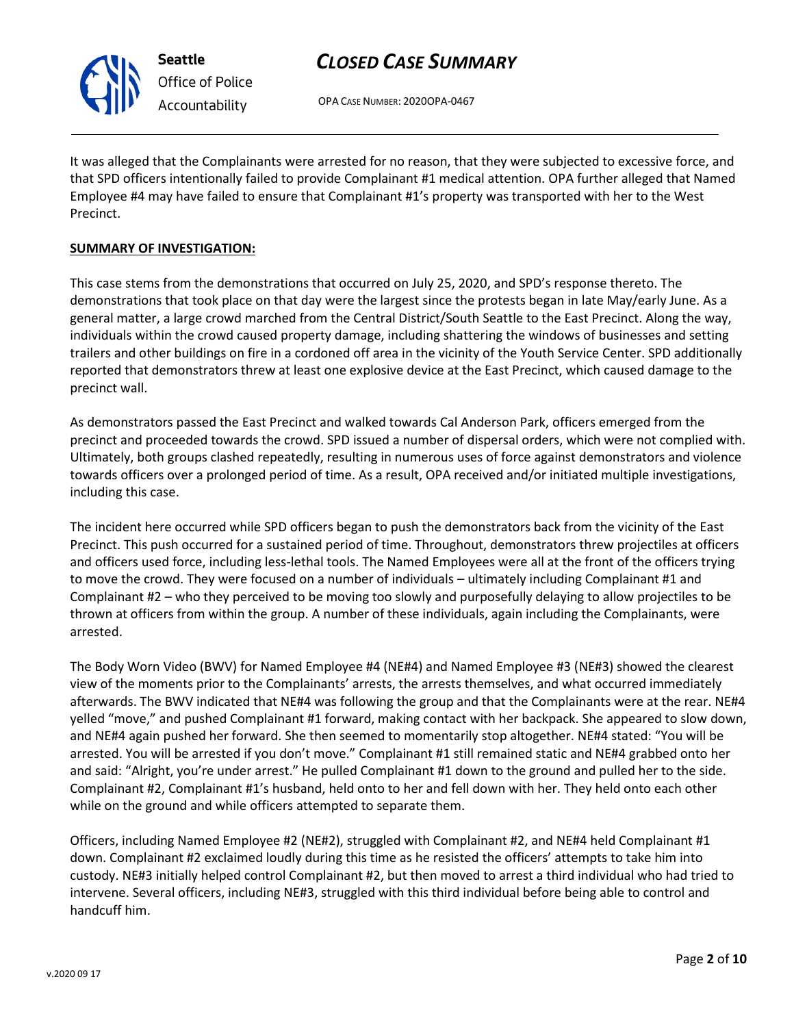It was alleged that the Complainants were arrested for no reason, that they were subjected to excessive force, and that SPD officers intentionally failed to provide Complainant #1 medical attention. OPA further alleged that Named Employee #4 may have failed to ensure that Complainant #1's property was transported with her to the West Precinct.

**SUMMARY OF INVESTIGATION:**

This case stems from the demonstrations that occurred on July 25, 2020, and SPD's response thereto. The demonstrations that took place on that day were the largest since the protests began in late May/early June. As a general matter, a large crowd marched from the Central District/South Seattle to the East Precinct. Along the way, individuals within the crowd caused property damage, including shattering the windows of businesses and setting trailers and other buildings on fire in a cordoned off area in the vicinity of the Youth Service Center. SPD additionally reported that demonstrators threw at least one explosive device at the East Precinct, which caused damage to the precinct wall.

As demonstrators passed the East Precinct and walked towards Cal Anderson Park, officers emerged from the precinct and proceeded towards the crowd. SPD issued a number of dispersal orders, which were not complied with. Ultimately, both groups clashed repeatedly, resulting in numerous uses of force against demonstrators and violence towards officers over a prolonged period of time. As a result, OPA received and/or initiated multiple investigations, including this case.

The incident here occurred while SPD officers began to push the demonstrators back from the vicinity of the East Precinct. This push occurred for a sustained period of time. Throughout, demonstrators threw projectiles at officers and officers used force, including less-lethal tools. The Named Employees were all at the front of the officers trying to move the crowd. They were focused on a number of individuals – ultimately including Complainant #1 and Complainant #2 – who they perceived to be moving too slowly and purposefully delaying to allow projectiles to be thrown at officers from within the group. A number of these individuals, again including the Complainants, were arrested.

The Body Worn Video (BWV) for Named Employee #4 (NE#4) and Named Employee #3 (NE#3) showed the clearest view of the moments prior to the Complainants' arrests, the arrests themselves, and what occurred immediately afterwards. The BWV indicated that NE#4 was following the group and that the Complainants were at the rear. NE#4 yelled "move," and pushed Complainant #1 forward, making contact with her backpack. She appeared to slow down, and NE#4 again pushed her forward. She then seemed to momentarily stop altogether. NE#4 stated: "You will be arrested. You will be arrested if you don't move." Complainant #1 still remained static and NE#4 grabbed onto her and said: "Alright, you're under arrest." He pulled Complainant #1 down to the ground and pulled her to the side. Complainant #2, Complainant #1's husband, held onto to her and fell down with her. They held onto each other while on the ground and while officers attempted to separate them.

Officers, including Named Employee #2 (NE#2), struggled with Complainant #2, and NE#4 held Complainant #1 down. Complainant #2 exclaimed loudly during this time as he resisted the officers' attempts to take him into custody. NE#3 initially helped control Complainant #2, but then moved to arrest a third individual who had tried to intervene. Several officers, including NE#3, struggled with this third individual before being able to control and handcuff him.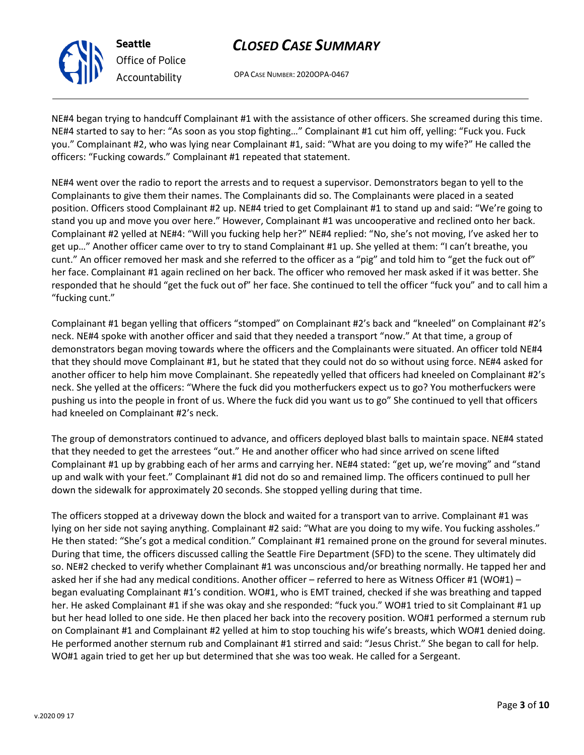NE#4 began trying to handcuff Complainant #1 with the assistance of other officers. She screamed during this time. NE#4 started to say to her: "As soon as you stop fighting…" Complainant #1 cut him off, yelling: "Fuck you. Fuck you." Complainant #2, who was lying near Complainant #1, said: "What are you doing to my wife?" He called the officers: "Fucking cowards." Complainant #1 repeated that statement.

NE#4 went over the radio to report the arrests and to request a supervisor. Demonstrators began to yell to the Complainants to give them their names. The Complainants did so. The Complainants were placed in a seated position. Officers stood Complainant #2 up. NE#4 tried to get Complainant #1 to stand up and said: "We're going to stand you up and move you over here." However, Complainant #1 was uncooperative and reclined onto her back. Complainant #2 yelled at NE#4: "Will you fucking help her?" NE#4 replied: "No, she's not moving, I've asked her to get up…" Another officer came over to try to stand Complainant #1 up. She yelled at them: "I can't breathe, you cunt." An officer removed her mask and she referred to the officer as a "pig" and told him to "get the fuck out of" her face. Complainant #1 again reclined on her back. The officer who removed her mask asked if it was better. She responded that he should "get the fuck out of" her face. She continued to tell the officer "fuck you" and to call him a "fucking cunt."

Complainant #1 began yelling that officers "stomped" on Complainant #2's back and "kneeled" on Complainant #2's neck. NE#4 spoke with another officer and said that they needed a transport "now." At that time, a group of demonstrators began moving towards where the officers and the Complainants were situated. An officer told NE#4 that they should move Complainant #1, but he stated that they could not do so without using force. NE#4 asked for another officer to help him move Complainant. She repeatedly yelled that officers had kneeled on Complainant #2's neck. She yelled at the officers: "Where the fuck did you motherfuckers expect us to go? You motherfuckers were pushing us into the people in front of us. Where the fuck did you want us to go" She continued to yell that officers had kneeled on Complainant #2's neck.

The group of demonstrators continued to advance, and officers deployed blast balls to maintain space. NE#4 stated that they needed to get the arrestees "out." He and another officer who had since arrived on scene lifted Complainant #1 up by grabbing each of her arms and carrying her. NE#4 stated: "get up, we're moving" and "stand up and walk with your feet." Complainant #1 did not do so and remained limp. The officers continued to pull her down the sidewalk for approximately 20 seconds. She stopped yelling during that time.

The officers stopped at a driveway down the block and waited for a transport van to arrive. Complainant #1 was lying on her side not saying anything. Complainant #2 said: "What are you doing to my wife. You fucking assholes." He then stated: "She's got a medical condition." Complainant #1 remained prone on the ground for several minutes. During that time, the officers discussed calling the Seattle Fire Department (SFD) to the scene. They ultimately did so. NE#2 checked to verify whether Complainant #1 was unconscious and/or breathing normally. He tapped her and asked her if she had any medical conditions. Another officer – referred to here as Witness Officer #1 (WO#1) – began evaluating Complainant #1's condition. WO#1, who is EMT trained, checked if she was breathing and tapped her. He asked Complainant #1 if she was okay and she responded: "fuck you." WO#1 tried to sit Complainant #1 up but her head lolled to one side. He then placed her back into the recovery position. WO#1 performed a sternum rub on Complainant #1 and Complainant #2 yelled at him to stop touching his wife's breasts, which WO#1 denied doing. He performed another sternum rub and Complainant #1 stirred and said: "Jesus Christ." She began to call for help. WO#1 again tried to get her up but determined that she was too weak. He called for a Sergeant.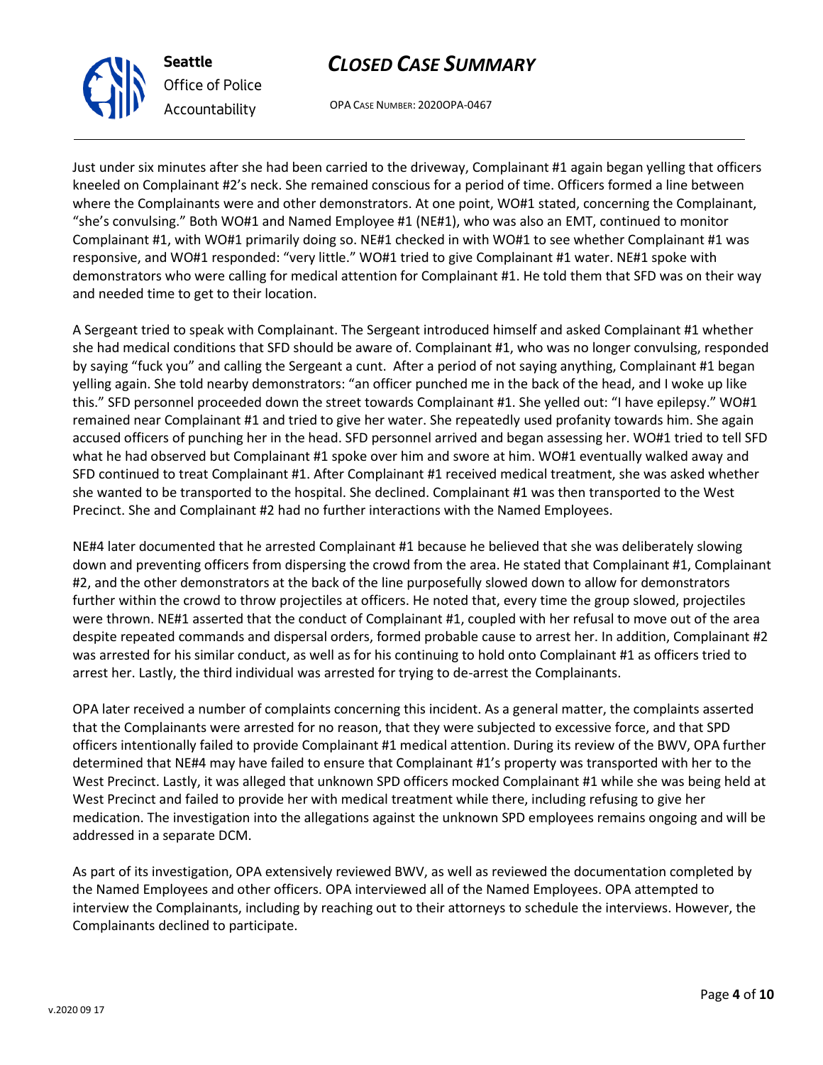Just under six minutes after she had been carried to the driveway, Complainant #1 again began yelling that officers kneeled on Complainant #2's neck. She remained conscious for a period of time. Officers formed a line between where the Complainants were and other demonstrators. At one point, WO#1 stated, concerning the Complainant, "she's convulsing." Both WO#1 and Named Employee #1 (NE#1), who was also an EMT, continued to monitor Complainant #1, with WO#1 primarily doing so. NE#1 checked in with WO#1 to see whether Complainant #1 was responsive, and WO#1 responded: "very little." WO#1 tried to give Complainant #1 water. NE#1 spoke with demonstrators who were calling for medical attention for Complainant #1. He told them that SFD was on their way and needed time to get to their location.

A Sergeant tried to speak with Complainant. The Sergeant introduced himself and asked Complainant #1 whether she had medical conditions that SFD should be aware of. Complainant #1, who was no longer convulsing, responded by saying "fuck you" and calling the Sergeant a cunt. After a period of not saying anything, Complainant #1 began yelling again. She told nearby demonstrators: "an officer punched me in the back of the head, and I woke up like this." SFD personnel proceeded down the street towards Complainant #1. She yelled out: "I have epilepsy." WO#1 remained near Complainant #1 and tried to give her water. She repeatedly used profanity towards him. She again accused officers of punching her in the head. SFD personnel arrived and began assessing her. WO#1 tried to tell SFD what he had observed but Complainant #1 spoke over him and swore at him. WO#1 eventually walked away and SFD continued to treat Complainant #1. After Complainant #1 received medical treatment, she was asked whether she wanted to be transported to the hospital. She declined. Complainant #1 was then transported to the West Precinct. She and Complainant #2 had no further interactions with the Named Employees.

NE#4 later documented that he arrested Complainant #1 because he believed that she was deliberately slowing down and preventing officers from dispersing the crowd from the area. He stated that Complainant #1, Complainant #2, and the other demonstrators at the back of the line purposefully slowed down to allow for demonstrators further within the crowd to throw projectiles at officers. He noted that, every time the group slowed, projectiles were thrown. NE#1 asserted that the conduct of Complainant #1, coupled with her refusal to move out of the area despite repeated commands and dispersal orders, formed probable cause to arrest her. In addition, Complainant #2 was arrested for his similar conduct, as well as for his continuing to hold onto Complainant #1 as officers tried to arrest her. Lastly, the third individual was arrested for trying to de-arrest the Complainants.

OPA later received a number of complaints concerning this incident. As a general matter, the complaints asserted that the Complainants were arrested for no reason, that they were subjected to excessive force, and that SPD officers intentionally failed to provide Complainant #1 medical attention. During its review of the BWV, OPA further determined that NE#4 may have failed to ensure that Complainant #1's property was transported with her to the West Precinct. Lastly, it was alleged that unknown SPD officers mocked Complainant #1 while she was being held at West Precinct and failed to provide her with medical treatment while there, including refusing to give her medication. The investigation into the allegations against the unknown SPD employees remains ongoing and will be addressed in a separate DCM.

As part of its investigation, OPA extensively reviewed BWV, as well as reviewed the documentation completed by the Named Employees and other officers. OPA interviewed all of the Named Employees. OPA attempted to interview the Complainants, including by reaching out to their attorneys to schedule the interviews. However, the Complainants declined to participate.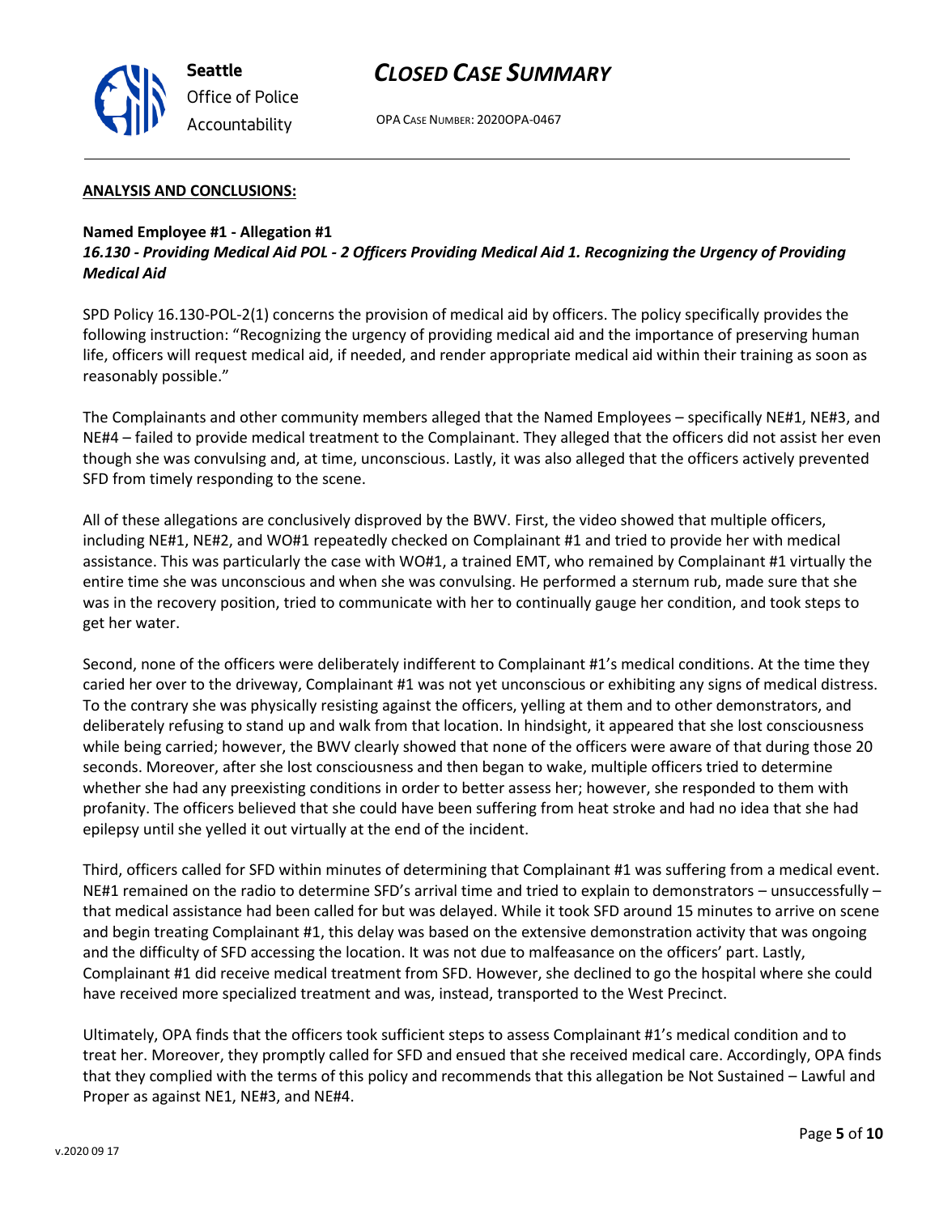#### ANALYSIS AND CONCLUSIONS:

**Named Employee #1 - Allegation #1**
***16.130 - Providing Medical Aid POL - 2 Officers Providing Medical Aid 1. Recognizing the Urgency of Providing Medical Aid***

SPD Policy 16.130-POL-2(1) concerns the provision of medical aid by officers. The policy specifically provides the following instruction: "Recognizing the urgency of providing medical aid and the importance of preserving human life, officers will request medical aid, if needed, and render appropriate medical aid within their training as soon as reasonably possible."

The Complainants and other community members alleged that the Named Employees – specifically NE#1, NE#3, and NE#4 – failed to provide medical treatment to the Complainant. They alleged that the officers did not assist her even though she was convulsing and, at time, unconscious. Lastly, it was also alleged that the officers actively prevented SFD from timely responding to the scene.

All of these allegations are conclusively disproved by the BWV. First, the video showed that multiple officers, including NE#1, NE#2, and WO#1 repeatedly checked on Complainant #1 and tried to provide her with medical assistance. This was particularly the case with WO#1, a trained EMT, who remained by Complainant #1 virtually the entire time she was unconscious and when she was convulsing. He performed a sternum rub, made sure that she was in the recovery position, tried to communicate with her to continually gauge her condition, and took steps to get her water.

Second, none of the officers were deliberately indifferent to Complainant #1's medical conditions. At the time they caried her over to the driveway, Complainant #1 was not yet unconscious or exhibiting any signs of medical distress. To the contrary she was physically resisting against the officers, yelling at them and to other demonstrators, and deliberately refusing to stand up and walk from that location. In hindsight, it appeared that she lost consciousness while being carried; however, the BWV clearly showed that none of the officers were aware of that during those 20 seconds. Moreover, after she lost consciousness and then began to wake, multiple officers tried to determine whether she had any preexisting conditions in order to better assess her; however, she responded to them with profanity. The officers believed that she could have been suffering from heat stroke and had no idea that she had epilepsy until she yelled it out virtually at the end of the incident.

Third, officers called for SFD within minutes of determining that Complainant #1 was suffering from a medical event. NE#1 remained on the radio to determine SFD's arrival time and tried to explain to demonstrators – unsuccessfully – that medical assistance had been called for but was delayed. While it took SFD around 15 minutes to arrive on scene and begin treating Complainant #1, this delay was based on the extensive demonstration activity that was ongoing and the difficulty of SFD accessing the location. It was not due to malfeasance on the officers' part. Lastly, Complainant #1 did receive medical treatment from SFD. However, she declined to go the hospital where she could have received more specialized treatment and was, instead, transported to the West Precinct.

Ultimately, OPA finds that the officers took sufficient steps to assess Complainant #1's medical condition and to treat her. Moreover, they promptly called for SFD and ensued that she received medical care. Accordingly, OPA finds that they complied with the terms of this policy and recommends that this allegation be Not Sustained – Lawful and Proper as against NE1, NE#3, and NE#4.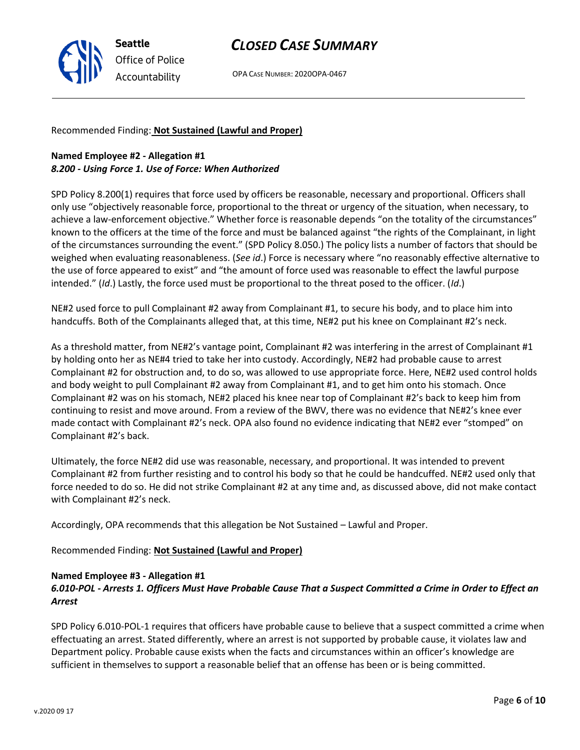Recommended Finding: **Not Sustained (Lawful and Proper)**

**Named Employee #2 - Allegation #1**
***8.200 - Using Force 1. Use of Force: When Authorized***

SPD Policy 8.200(1) requires that force used by officers be reasonable, necessary and proportional. Officers shall only use "objectively reasonable force, proportional to the threat or urgency of the situation, when necessary, to achieve a law-enforcement objective." Whether force is reasonable depends "on the totality of the circumstances" known to the officers at the time of the force and must be balanced against "the rights of the Complainant, in light of the circumstances surrounding the event." (SPD Policy 8.050.) The policy lists a number of factors that should be weighed when evaluating reasonableness. (*See id*.) Force is necessary where "no reasonably effective alternative to the use of force appeared to exist" and "the amount of force used was reasonable to effect the lawful purpose intended." (*Id*.) Lastly, the force used must be proportional to the threat posed to the officer. (*Id*.)

NE#2 used force to pull Complainant #2 away from Complainant #1, to secure his body, and to place him into handcuffs. Both of the Complainants alleged that, at this time, NE#2 put his knee on Complainant #2's neck.

As a threshold matter, from NE#2's vantage point, Complainant #2 was interfering in the arrest of Complainant #1 by holding onto her as NE#4 tried to take her into custody. Accordingly, NE#2 had probable cause to arrest Complainant #2 for obstruction and, to do so, was allowed to use appropriate force. Here, NE#2 used control holds and body weight to pull Complainant #2 away from Complainant #1, and to get him onto his stomach. Once Complainant #2 was on his stomach, NE#2 placed his knee near top of Complainant #2's back to keep him from continuing to resist and move around. From a review of the BWV, there was no evidence that NE#2's knee ever made contact with Complainant #2's neck. OPA also found no evidence indicating that NE#2 ever "stomped" on Complainant #2's back.

Ultimately, the force NE#2 did use was reasonable, necessary, and proportional. It was intended to prevent Complainant #2 from further resisting and to control his body so that he could be handcuffed. NE#2 used only that force needed to do so. He did not strike Complainant #2 at any time and, as discussed above, did not make contact with Complainant #2's neck.

Accordingly, OPA recommends that this allegation be Not Sustained – Lawful and Proper.

Recommended Finding: **Not Sustained (Lawful and Proper)**

**Named Employee #3 - Allegation #1**
***6.010-POL - Arrests 1. Officers Must Have Probable Cause That a Suspect Committed a Crime in Order to Effect an Arrest***

SPD Policy 6.010-POL-1 requires that officers have probable cause to believe that a suspect committed a crime when effectuating an arrest. Stated differently, where an arrest is not supported by probable cause, it violates law and Department policy. Probable cause exists when the facts and circumstances within an officer's knowledge are sufficient in themselves to support a reasonable belief that an offense has been or is being committed.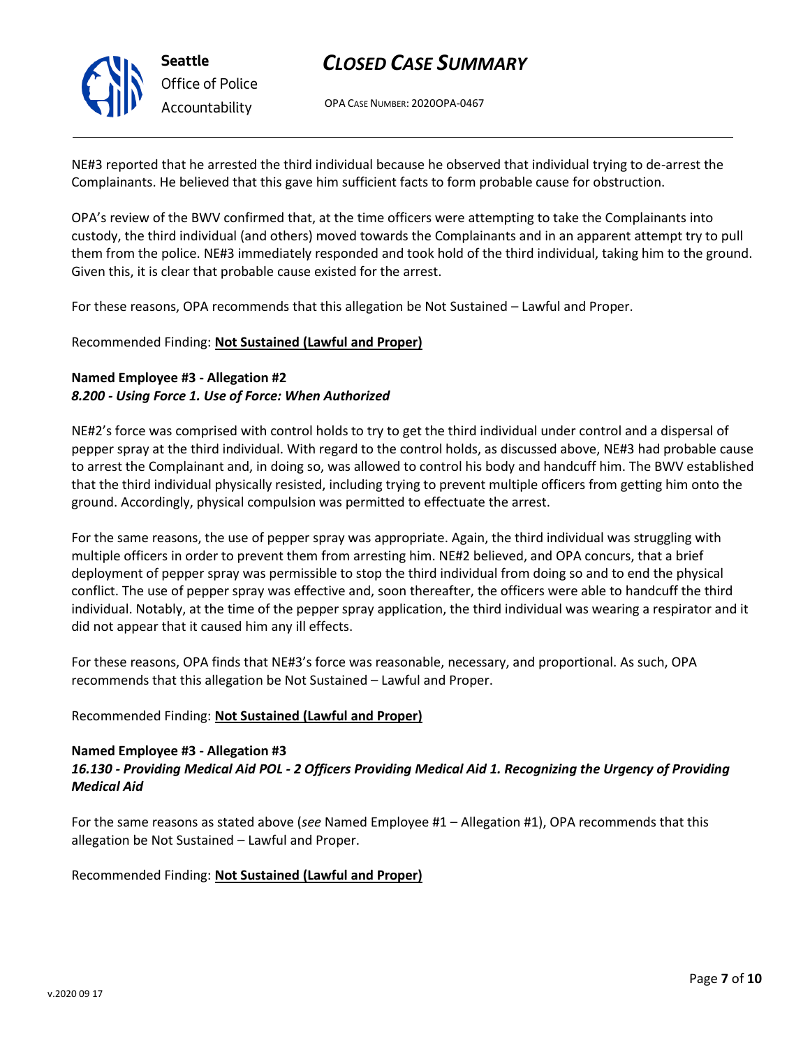NE#3 reported that he arrested the third individual because he observed that individual trying to de-arrest the Complainants. He believed that this gave him sufficient facts to form probable cause for obstruction.

OPA's review of the BWV confirmed that, at the time officers were attempting to take the Complainants into custody, the third individual (and others) moved towards the Complainants and in an apparent attempt try to pull them from the police. NE#3 immediately responded and took hold of the third individual, taking him to the ground. Given this, it is clear that probable cause existed for the arrest.

For these reasons, OPA recommends that this allegation be Not Sustained – Lawful and Proper.

Recommended Finding: **Not Sustained (Lawful and Proper)**

**Named Employee #3 - Allegation #2**
***8.200 - Using Force 1. Use of Force: When Authorized***

NE#2's force was comprised with control holds to try to get the third individual under control and a dispersal of pepper spray at the third individual. With regard to the control holds, as discussed above, NE#3 had probable cause to arrest the Complainant and, in doing so, was allowed to control his body and handcuff him. The BWV established that the third individual physically resisted, including trying to prevent multiple officers from getting him onto the ground. Accordingly, physical compulsion was permitted to effectuate the arrest.

For the same reasons, the use of pepper spray was appropriate. Again, the third individual was struggling with multiple officers in order to prevent them from arresting him. NE#2 believed, and OPA concurs, that a brief deployment of pepper spray was permissible to stop the third individual from doing so and to end the physical conflict. The use of pepper spray was effective and, soon thereafter, the officers were able to handcuff the third individual. Notably, at the time of the pepper spray application, the third individual was wearing a respirator and it did not appear that it caused him any ill effects.

For these reasons, OPA finds that NE#3's force was reasonable, necessary, and proportional. As such, OPA recommends that this allegation be Not Sustained – Lawful and Proper.

Recommended Finding: **Not Sustained (Lawful and Proper)**

**Named Employee #3 - Allegation #3**
***16.130 - Providing Medical Aid POL - 2 Officers Providing Medical Aid 1. Recognizing the Urgency of Providing Medical Aid***

For the same reasons as stated above (*see* Named Employee #1 – Allegation #1), OPA recommends that this allegation be Not Sustained – Lawful and Proper.

Recommended Finding: **Not Sustained (Lawful and Proper)**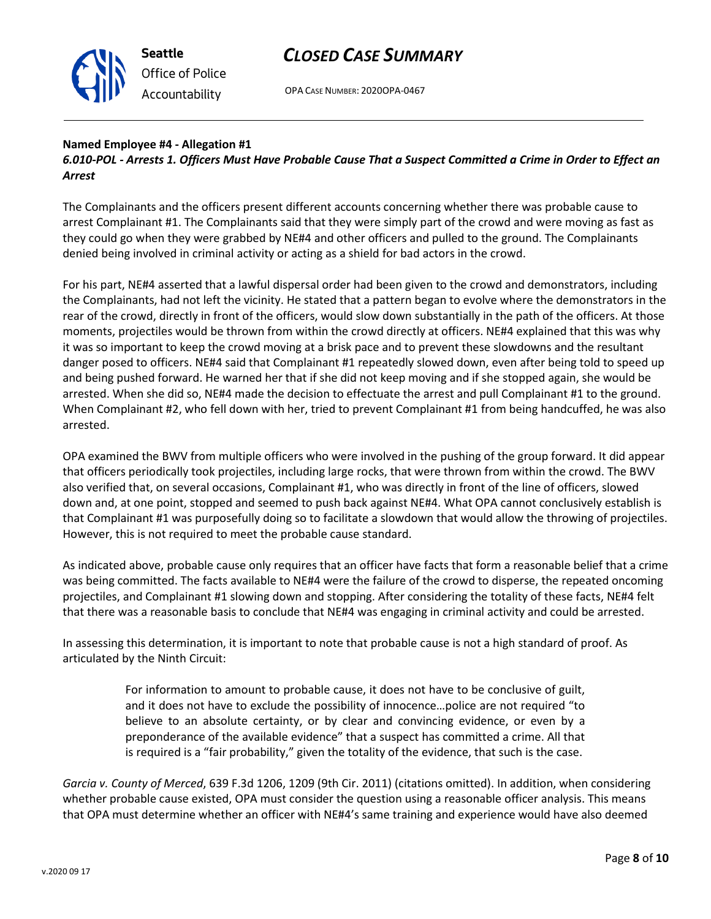**Named Employee #4 - Allegation #1**
***6.010-POL - Arrests 1. Officers Must Have Probable Cause That a Suspect Committed a Crime in Order to Effect an Arrest***

The Complainants and the officers present different accounts concerning whether there was probable cause to arrest Complainant #1. The Complainants said that they were simply part of the crowd and were moving as fast as they could go when they were grabbed by NE#4 and other officers and pulled to the ground. The Complainants denied being involved in criminal activity or acting as a shield for bad actors in the crowd.

For his part, NE#4 asserted that a lawful dispersal order had been given to the crowd and demonstrators, including the Complainants, had not left the vicinity. He stated that a pattern began to evolve where the demonstrators in the rear of the crowd, directly in front of the officers, would slow down substantially in the path of the officers. At those moments, projectiles would be thrown from within the crowd directly at officers. NE#4 explained that this was why it was so important to keep the crowd moving at a brisk pace and to prevent these slowdowns and the resultant danger posed to officers. NE#4 said that Complainant #1 repeatedly slowed down, even after being told to speed up and being pushed forward. He warned her that if she did not keep moving and if she stopped again, she would be arrested. When she did so, NE#4 made the decision to effectuate the arrest and pull Complainant #1 to the ground. When Complainant #2, who fell down with her, tried to prevent Complainant #1 from being handcuffed, he was also arrested.

OPA examined the BWV from multiple officers who were involved in the pushing of the group forward. It did appear that officers periodically took projectiles, including large rocks, that were thrown from within the crowd. The BWV also verified that, on several occasions, Complainant #1, who was directly in front of the line of officers, slowed down and, at one point, stopped and seemed to push back against NE#4. What OPA cannot conclusively establish is that Complainant #1 was purposefully doing so to facilitate a slowdown that would allow the throwing of projectiles. However, this is not required to meet the probable cause standard.

As indicated above, probable cause only requires that an officer have facts that form a reasonable belief that a crime was being committed. The facts available to NE#4 were the failure of the crowd to disperse, the repeated oncoming projectiles, and Complainant #1 slowing down and stopping. After considering the totality of these facts, NE#4 felt that there was a reasonable basis to conclude that NE#4 was engaging in criminal activity and could be arrested.

In assessing this determination, it is important to note that probable cause is not a high standard of proof. As articulated by the Ninth Circuit:

> For information to amount to probable cause, it does not have to be conclusive of guilt, and it does not have to exclude the possibility of innocence…police are not required "to believe to an absolute certainty, or by clear and convincing evidence, or even by a preponderance of the available evidence" that a suspect has committed a crime. All that is required is a "fair probability," given the totality of the evidence, that such is the case.

*Garcia v. County of Merced*, 639 F.3d 1206, 1209 (9th Cir. 2011) (citations omitted). In addition, when considering whether probable cause existed, OPA must consider the question using a reasonable officer analysis. This means that OPA must determine whether an officer with NE#4's same training and experience would have also deemed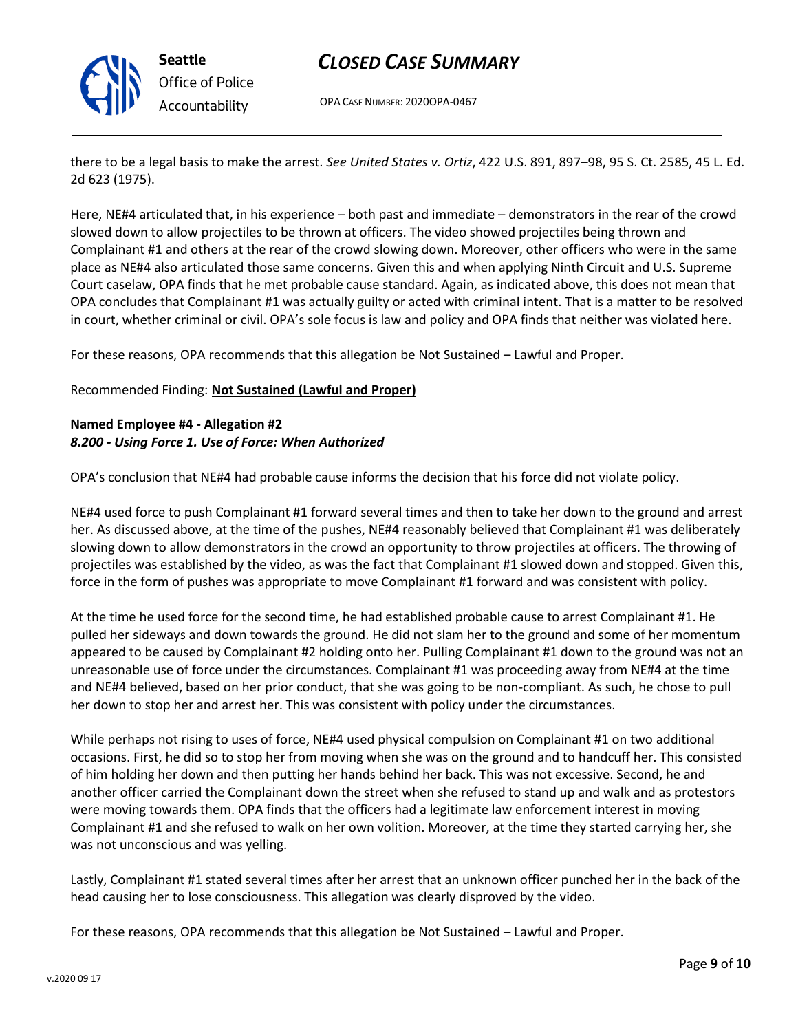there to be a legal basis to make the arrest. *See United States v. Ortiz*, 422 U.S. 891, 897–98, 95 S. Ct. 2585, 45 L. Ed. 2d 623 (1975).

Here, NE#4 articulated that, in his experience – both past and immediate – demonstrators in the rear of the crowd slowed down to allow projectiles to be thrown at officers. The video showed projectiles being thrown and Complainant #1 and others at the rear of the crowd slowing down. Moreover, other officers who were in the same place as NE#4 also articulated those same concerns. Given this and when applying Ninth Circuit and U.S. Supreme Court caselaw, OPA finds that he met probable cause standard. Again, as indicated above, this does not mean that OPA concludes that Complainant #1 was actually guilty or acted with criminal intent. That is a matter to be resolved in court, whether criminal or civil. OPA's sole focus is law and policy and OPA finds that neither was violated here.

For these reasons, OPA recommends that this allegation be Not Sustained – Lawful and Proper.

Recommended Finding: **Not Sustained (Lawful and Proper)**

**Named Employee #4 - Allegation #2**
***8.200 - Using Force 1. Use of Force: When Authorized***

OPA's conclusion that NE#4 had probable cause informs the decision that his force did not violate policy.

NE#4 used force to push Complainant #1 forward several times and then to take her down to the ground and arrest her. As discussed above, at the time of the pushes, NE#4 reasonably believed that Complainant #1 was deliberately slowing down to allow demonstrators in the crowd an opportunity to throw projectiles at officers. The throwing of projectiles was established by the video, as was the fact that Complainant #1 slowed down and stopped. Given this, force in the form of pushes was appropriate to move Complainant #1 forward and was consistent with policy.

At the time he used force for the second time, he had established probable cause to arrest Complainant #1. He pulled her sideways and down towards the ground. He did not slam her to the ground and some of her momentum appeared to be caused by Complainant #2 holding onto her. Pulling Complainant #1 down to the ground was not an unreasonable use of force under the circumstances. Complainant #1 was proceeding away from NE#4 at the time and NE#4 believed, based on her prior conduct, that she was going to be non-compliant. As such, he chose to pull her down to stop her and arrest her. This was consistent with policy under the circumstances.

While perhaps not rising to uses of force, NE#4 used physical compulsion on Complainant #1 on two additional occasions. First, he did so to stop her from moving when she was on the ground and to handcuff her. This consisted of him holding her down and then putting her hands behind her back. This was not excessive. Second, he and another officer carried the Complainant down the street when she refused to stand up and walk and as protestors were moving towards them. OPA finds that the officers had a legitimate law enforcement interest in moving Complainant #1 and she refused to walk on her own volition. Moreover, at the time they started carrying her, she was not unconscious and was yelling.

Lastly, Complainant #1 stated several times after her arrest that an unknown officer punched her in the back of the head causing her to lose consciousness. This allegation was clearly disproved by the video.

For these reasons, OPA recommends that this allegation be Not Sustained – Lawful and Proper.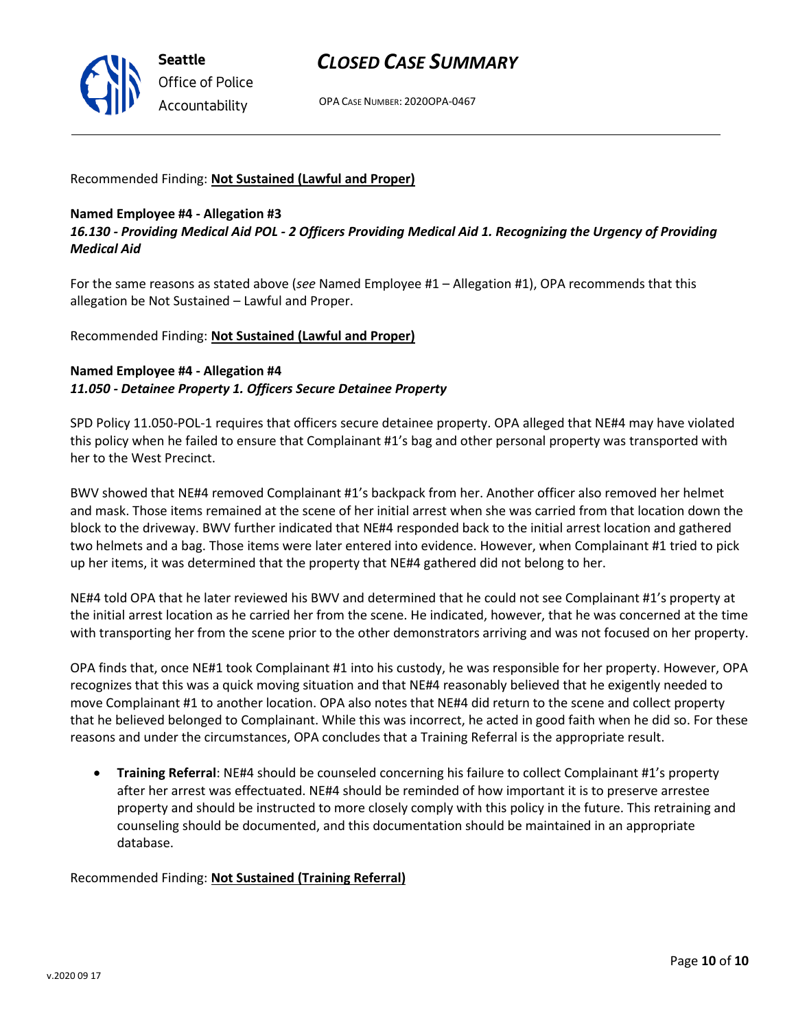Recommended Finding: **Not Sustained (Lawful and Proper)**

**Named Employee #4 - Allegation #3**
***16.130 - Providing Medical Aid POL - 2 Officers Providing Medical Aid 1. Recognizing the Urgency of Providing Medical Aid***

For the same reasons as stated above (*see* Named Employee #1 – Allegation #1), OPA recommends that this allegation be Not Sustained – Lawful and Proper.

Recommended Finding: **Not Sustained (Lawful and Proper)**

**Named Employee #4 - Allegation #4**
***11.050 - Detainee Property 1. Officers Secure Detainee Property***

SPD Policy 11.050-POL-1 requires that officers secure detainee property. OPA alleged that NE#4 may have violated this policy when he failed to ensure that Complainant #1's bag and other personal property was transported with her to the West Precinct.

BWV showed that NE#4 removed Complainant #1's backpack from her. Another officer also removed her helmet and mask. Those items remained at the scene of her initial arrest when she was carried from that location down the block to the driveway. BWV further indicated that NE#4 responded back to the initial arrest location and gathered two helmets and a bag. Those items were later entered into evidence. However, when Complainant #1 tried to pick up her items, it was determined that the property that NE#4 gathered did not belong to her.

NE#4 told OPA that he later reviewed his BWV and determined that he could not see Complainant #1's property at the initial arrest location as he carried her from the scene. He indicated, however, that he was concerned at the time with transporting her from the scene prior to the other demonstrators arriving and was not focused on her property.

OPA finds that, once NE#1 took Complainant #1 into his custody, he was responsible for her property. However, OPA recognizes that this was a quick moving situation and that NE#4 reasonably believed that he exigently needed to move Complainant #1 to another location. OPA also notes that NE#4 did return to the scene and collect property that he believed belonged to Complainant. While this was incorrect, he acted in good faith when he did so. For these reasons and under the circumstances, OPA concludes that a Training Referral is the appropriate result.

- **Training Referral**: NE#4 should be counseled concerning his failure to collect Complainant #1's property after her arrest was effectuated. NE#4 should be reminded of how important it is to preserve arrestee property and should be instructed to more closely comply with this policy in the future. This retraining and counseling should be documented, and this documentation should be maintained in an appropriate database.

Recommended Finding: **Not Sustained (Training Referral)**